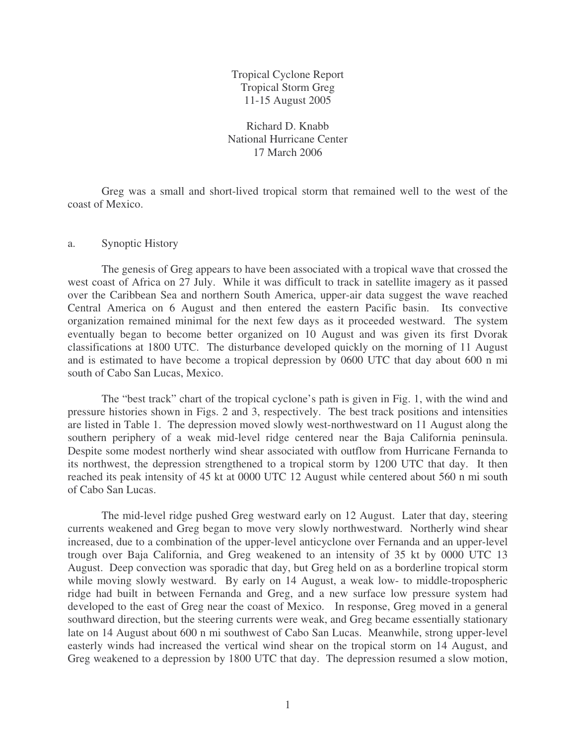# Tropical Cyclone Report
## Tropical Storm Greg
### 11-15 August 2005

Richard D. Knabb
National Hurricane Center
17 March 2006

Greg was a small and short-lived tropical storm that remained well to the west of the coast of Mexico.

## a. Synoptic History

The genesis of Greg appears to have been associated with a tropical wave that crossed the west coast of Africa on 27 July. While it was difficult to track in satellite imagery as it passed over the Caribbean Sea and northern South America, upper-air data suggest the wave reached Central America on 6 August and then entered the eastern Pacific basin. Its convective organization remained minimal for the next few days as it proceeded westward. The system eventually began to become better organized on 10 August and was given its first Dvorak classifications at 1800 UTC. The disturbance developed quickly on the morning of 11 August and is estimated to have become a tropical depression by 0600 UTC that day about 600 n mi south of Cabo San Lucas, Mexico.

The "best track" chart of the tropical cyclone's path is given in Fig. 1, with the wind and pressure histories shown in Figs. 2 and 3, respectively. The best track positions and intensities are listed in Table 1. The depression moved slowly west-northwestward on 11 August along the southern periphery of a weak mid-level ridge centered near the Baja California peninsula. Despite some modest northerly wind shear associated with outflow from Hurricane Fernanda to its northwest, the depression strengthened to a tropical storm by 1200 UTC that day. It then reached its peak intensity of 45 kt at 0000 UTC 12 August while centered about 560 n mi south of Cabo San Lucas.

The mid-level ridge pushed Greg westward early on 12 August. Later that day, steering currents weakened and Greg began to move very slowly northwestward. Northerly wind shear increased, due to a combination of the upper-level anticyclone over Fernanda and an upper-level trough over Baja California, and Greg weakened to an intensity of 35 kt by 0000 UTC 13 August. Deep convection was sporadic that day, but Greg held on as a borderline tropical storm while moving slowly westward. By early on 14 August, a weak low- to middle-tropospheric ridge had built in between Fernanda and Greg, and a new surface low pressure system had developed to the east of Greg near the coast of Mexico. In response, Greg moved in a general southward direction, but the steering currents were weak, and Greg became essentially stationary late on 14 August about 600 n mi southwest of Cabo San Lucas. Meanwhile, strong upper-level easterly winds had increased the vertical wind shear on the tropical storm on 14 August, and Greg weakened to a depression by 1800 UTC that day. The depression resumed a slow motion,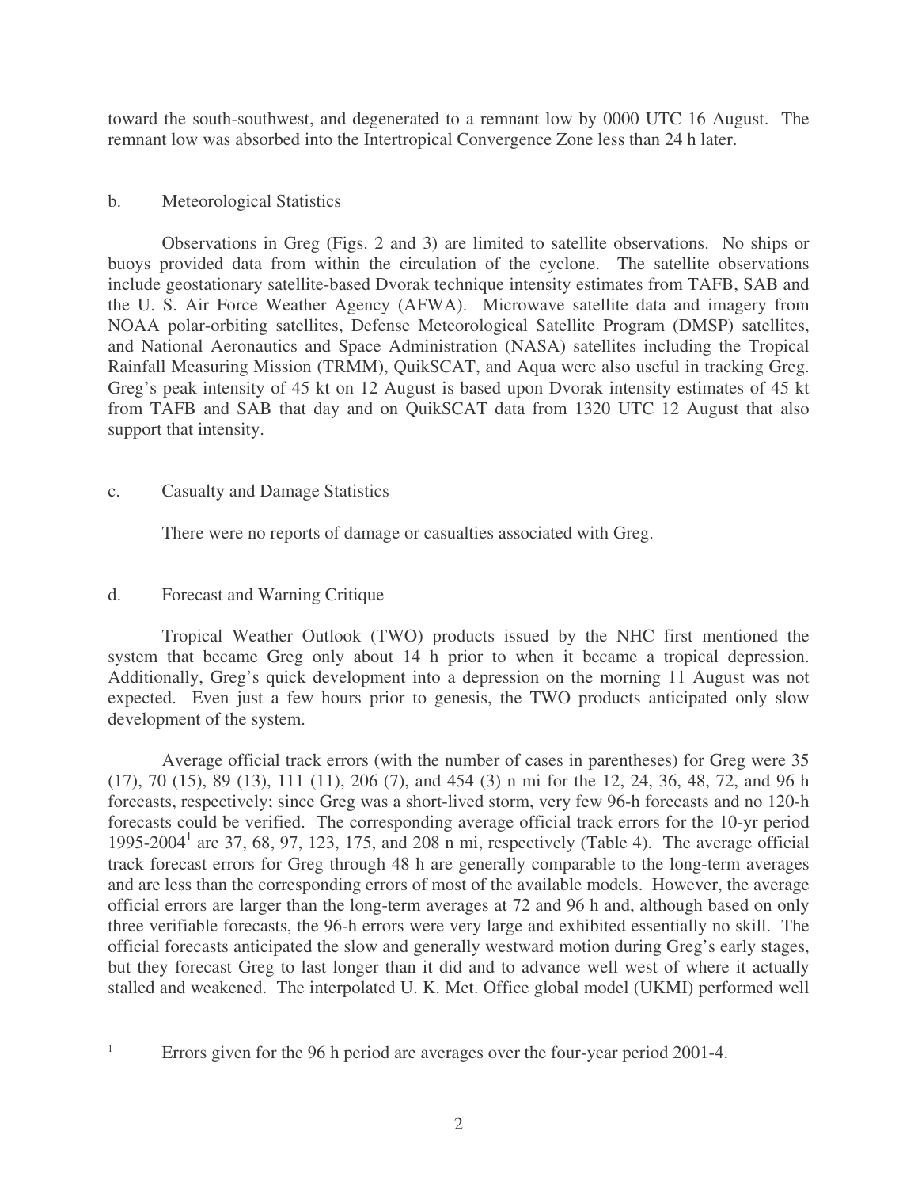toward the south-southwest, and degenerated to a remnant low by 0000 UTC 16 August. The remnant low was absorbed into the Intertropical Convergence Zone less than 24 h later.

## b. Meteorological Statistics

Observations in Greg (Figs. 2 and 3) are limited to satellite observations. No ships or buoys provided data from within the circulation of the cyclone. The satellite observations include geostationary satellite-based Dvorak technique intensity estimates from TAFB, SAB and the U. S. Air Force Weather Agency (AFWA). Microwave satellite data and imagery from NOAA polar-orbiting satellites, Defense Meteorological Satellite Program (DMSP) satellites, and National Aeronautics and Space Administration (NASA) satellites including the Tropical Rainfall Measuring Mission (TRMM), QuikSCAT, and Aqua were also useful in tracking Greg. Greg's peak intensity of 45 kt on 12 August is based upon Dvorak intensity estimates of 45 kt from TAFB and SAB that day and on QuikSCAT data from 1320 UTC 12 August that also support that intensity.

## c. Casualty and Damage Statistics

There were no reports of damage or casualties associated with Greg.

## d. Forecast and Warning Critique

Tropical Weather Outlook (TWO) products issued by the NHC first mentioned the system that became Greg only about 14 h prior to when it became a tropical depression. Additionally, Greg's quick development into a depression on the morning 11 August was not expected. Even just a few hours prior to genesis, the TWO products anticipated only slow development of the system.

Average official track errors (with the number of cases in parentheses) for Greg were 35 (17), 70 (15), 89 (13), 111 (11), 206 (7), and 454 (3) n mi for the 12, 24, 36, 48, 72, and 96 h forecasts, respectively; since Greg was a short-lived storm, very few 96-h forecasts and no 120-h forecasts could be verified. The corresponding average official track errors for the 10-yr period 1995-2004[1] are 37, 68, 97, 123, 175, and 208 n mi, respectively (Table 4). The average official track forecast errors for Greg through 48 h are generally comparable to the long-term averages and are less than the corresponding errors of most of the available models. However, the average official errors are larger than the long-term averages at 72 and 96 h and, although based on only three verifiable forecasts, the 96-h errors were very large and exhibited essentially no skill. The official forecasts anticipated the slow and generally westward motion during Greg's early stages, but they forecast Greg to last longer than it did and to advance well west of where it actually stalled and weakened. The interpolated U. K. Met. Office global model (UKMI) performed well

[1] Errors given for the 96 h period are averages over the four-year period 2001-4.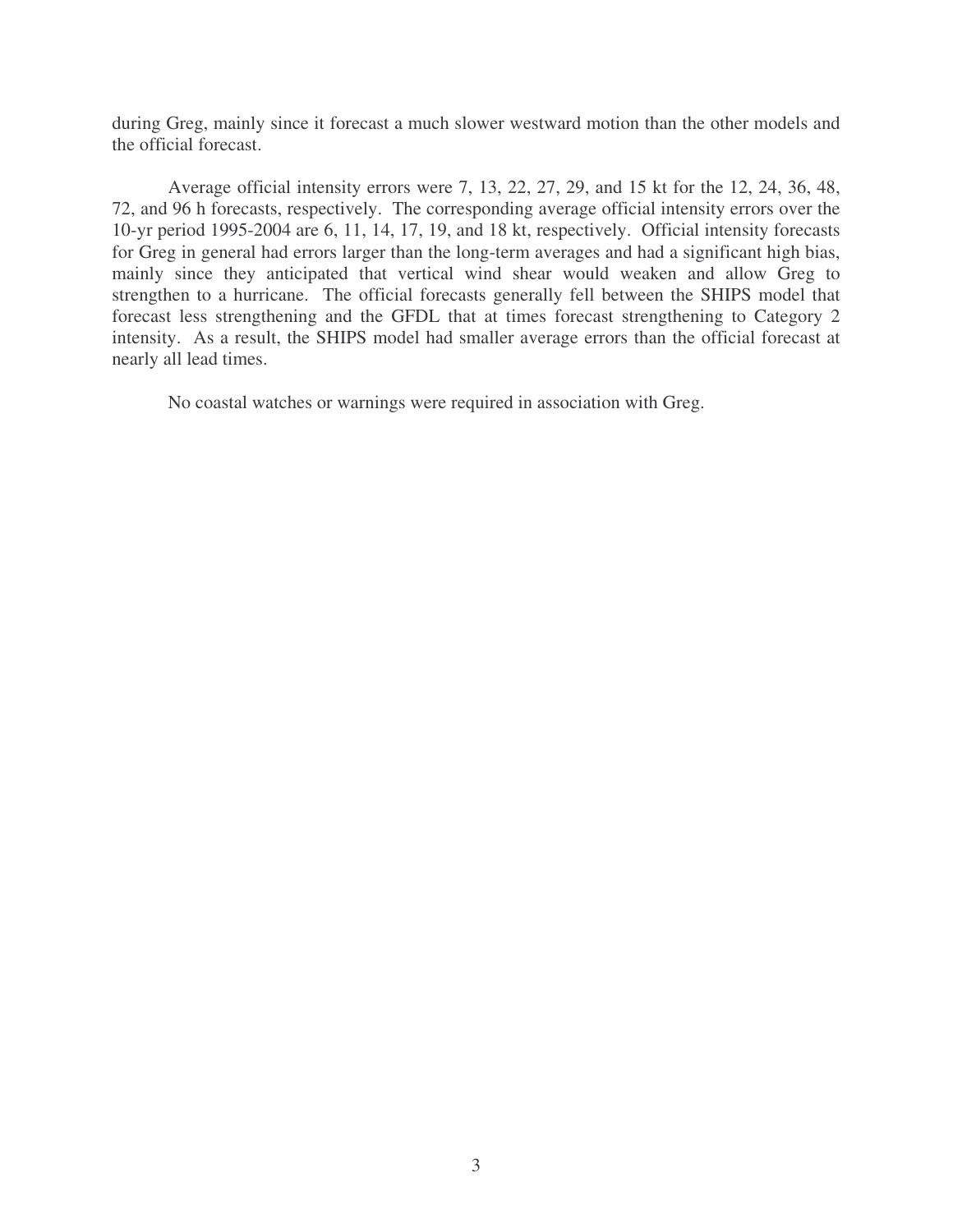during Greg, mainly since it forecast a much slower westward motion than the other models and the official forecast.

Average official intensity errors were 7, 13, 22, 27, 29, and 15 kt for the 12, 24, 36, 48, 72, and 96 h forecasts, respectively. The corresponding average official intensity errors over the 10-yr period 1995-2004 are 6, 11, 14, 17, 19, and 18 kt, respectively. Official intensity forecasts for Greg in general had errors larger than the long-term averages and had a significant high bias, mainly since they anticipated that vertical wind shear would weaken and allow Greg to strengthen to a hurricane. The official forecasts generally fell between the SHIPS model that forecast less strengthening and the GFDL that at times forecast strengthening to Category 2 intensity. As a result, the SHIPS model had smaller average errors than the official forecast at nearly all lead times.

No coastal watches or warnings were required in association with Greg.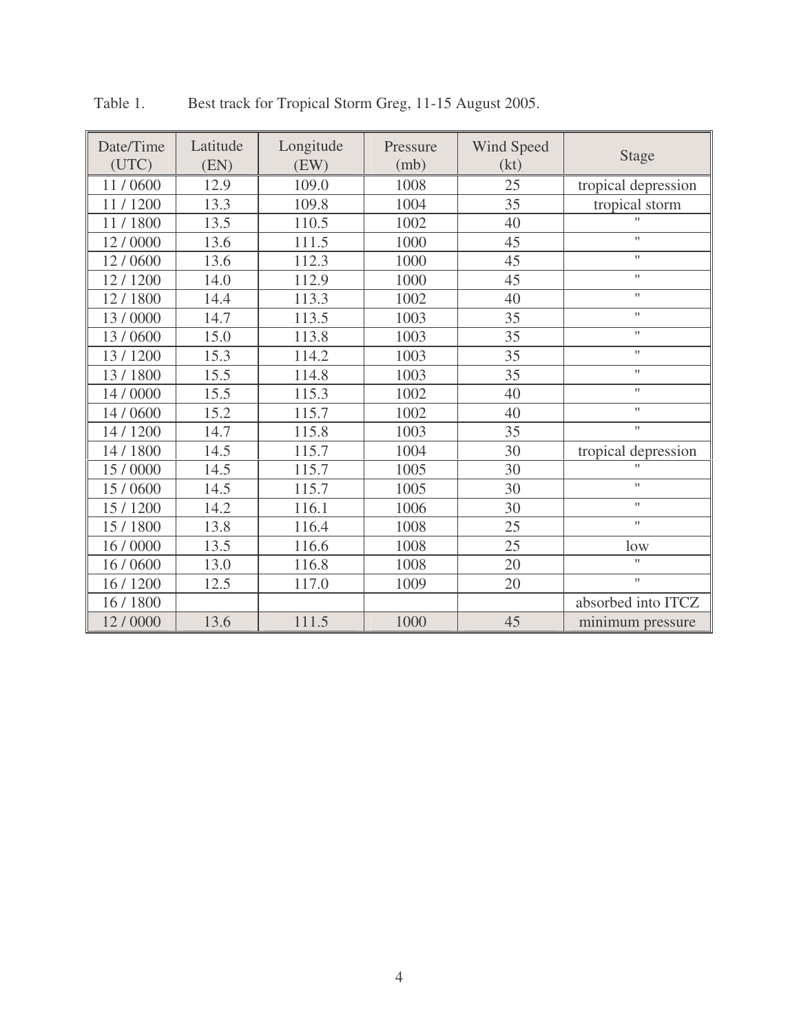Table 1. Best track for Tropical Storm Greg, 11-15 August 2005.

| Date/Time (UTC) | Latitude (EN) | Longitude (EW) | Pressure (mb) | Wind Speed (kt) | Stage |
| --- | --- | --- | --- | --- | --- |
| 11 / 0600 | 12.9 | 109.0 | 1008 | 25 | tropical depression |
| 11 / 1200 | 13.3 | 109.8 | 1004 | 35 | tropical storm |
| 11 / 1800 | 13.5 | 110.5 | 1002 | 40 | " |
| 12 / 0000 | 13.6 | 111.5 | 1000 | 45 | " |
| 12 / 0600 | 13.6 | 112.3 | 1000 | 45 | " |
| 12 / 1200 | 14.0 | 112.9 | 1000 | 45 | " |
| 12 / 1800 | 14.4 | 113.3 | 1002 | 40 | " |
| 13 / 0000 | 14.7 | 113.5 | 1003 | 35 | " |
| 13 / 0600 | 15.0 | 113.8 | 1003 | 35 | " |
| 13 / 1200 | 15.3 | 114.2 | 1003 | 35 | " |
| 13 / 1800 | 15.5 | 114.8 | 1003 | 35 | " |
| 14 / 0000 | 15.5 | 115.3 | 1002 | 40 | " |
| 14 / 0600 | 15.2 | 115.7 | 1002 | 40 | " |
| 14 / 1200 | 14.7 | 115.8 | 1003 | 35 | " |
| 14 / 1800 | 14.5 | 115.7 | 1004 | 30 | tropical depression |
| 15 / 0000 | 14.5 | 115.7 | 1005 | 30 | " |
| 15 / 0600 | 14.5 | 115.7 | 1005 | 30 | " |
| 15 / 1200 | 14.2 | 116.1 | 1006 | 30 | " |
| 15 / 1800 | 13.8 | 116.4 | 1008 | 25 | " |
| 16 / 0000 | 13.5 | 116.6 | 1008 | 25 | low |
| 16 / 0600 | 13.0 | 116.8 | 1008 | 20 | " |
| 16 / 1200 | 12.5 | 117.0 | 1009 | 20 | " |
| 16 / 1800 | | | | | absorbed into ITCZ |
| 12 / 0000 | 13.6 | 111.5 | 1000 | 45 | minimum pressure |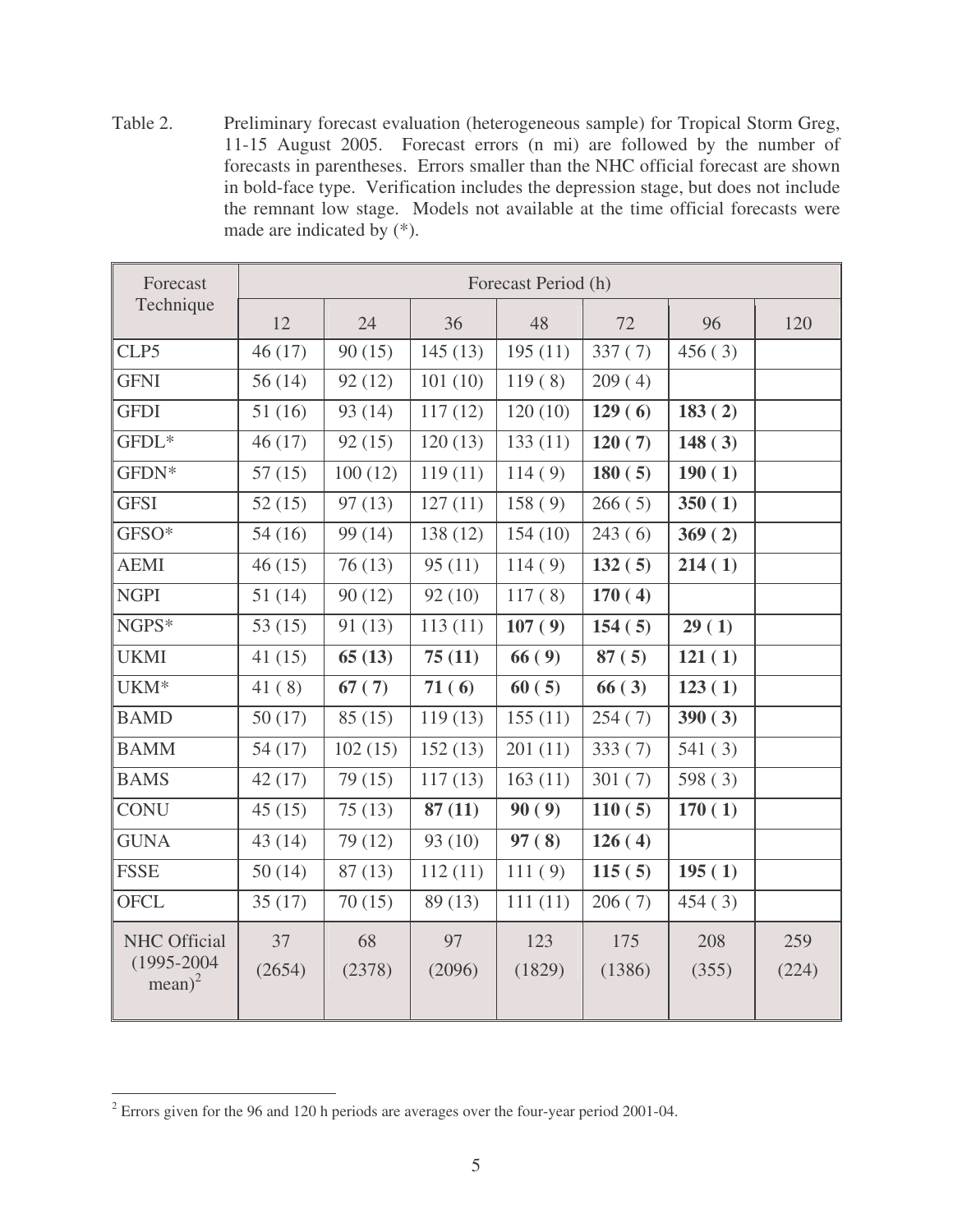Table 2. Preliminary forecast evaluation (heterogeneous sample) for Tropical Storm Greg, 11-15 August 2005. Forecast errors (n mi) are followed by the number of forecasts in parentheses. Errors smaller than the NHC official forecast are shown in bold-face type. Verification includes the depression stage, but does not include the remnant low stage. Models not available at the time official forecasts were made are indicated by (*).

| Forecast Technique | Forecast Period (h) | | | | | | |
|---|---|---|---|---|---|---|---|
| | 12 | 24 | 36 | 48 | 72 | 96 | 120 |
| CLP5 | 46 (17) | 90 (15) | 145 (13) | 195 (11) | 337 ( 7) | 456 ( 3) | |
| GFNI | 56 (14) | 92 (12) | 101 (10) | 119 ( 8) | 209 ( 4) | | |
| GFDI | 51 (16) | 93 (14) | 117 (12) | 120 (10) | **129 ( 6)** | **183 ( 2)** | |
| GFDL* | 46 (17) | 92 (15) | 120 (13) | 133 (11) | **120 ( 7)** | **148 ( 3)** | |
| GFDN* | 57 (15) | 100 (12) | 119 (11) | 114 ( 9) | **180 ( 5)** | **190 ( 1)** | |
| GFSI | 52 (15) | 97 (13) | 127 (11) | 158 ( 9) | 266 ( 5) | **350 ( 1)** | |
| GFSO* | 54 (16) | 99 (14) | 138 (12) | 154 (10) | 243 ( 6) | **369 ( 2)** | |
| AEMI | 46 (15) | 76 (13) | 95 (11) | 114 ( 9) | **132 ( 5)** | **214 ( 1)** | |
| NGPI | 51 (14) | 90 (12) | 92 (10) | 117 ( 8) | **170 ( 4)** | | |
| NGPS* | 53 (15) | 91 (13) | 113 (11) | **107 ( 9)** | **154 ( 5)** | **29 ( 1)** | |
| UKMI | 41 (15) | **65 (13)** | **75 (11)** | **66 ( 9)** | **87 ( 5)** | **121 ( 1)** | |
| UKM* | 41 ( 8) | **67 ( 7)** | **71 ( 6)** | **60 ( 5)** | **66 ( 3)** | **123 ( 1)** | |
| BAMD | 50 (17) | 85 (15) | 119 (13) | 155 (11) | 254 ( 7) | **390 ( 3)** | |
| BAMM | 54 (17) | 102 (15) | 152 (13) | 201 (11) | 333 ( 7) | 541 ( 3) | |
| BAMS | 42 (17) | 79 (15) | 117 (13) | 163 (11) | 301 ( 7) | 598 ( 3) | |
| CONU | 45 (15) | 75 (13) | **87 (11)** | **90 ( 9)** | **110 ( 5)** | **170 ( 1)** | |
| GUNA | 43 (14) | 79 (12) | 93 (10) | **97 ( 8)** | **126 ( 4)** | | |
| FSSE | 50 (14) | 87 (13) | 112 (11) | 111 ( 9) | **115 ( 5)** | **195 ( 1)** | |
| OFCL | 35 (17) | 70 (15) | 89 (13) | 111 (11) | 206 ( 7) | 454 ( 3) | |
| NHC Official (1995-2004 mean)[2] | 37 (2654) | 68 (2378) | 97 (2096) | 123 (1829) | 175 (1386) | 208 (355) | 259 (224) |

[2] Errors given for the 96 and 120 h periods are averages over the four-year period 2001-04.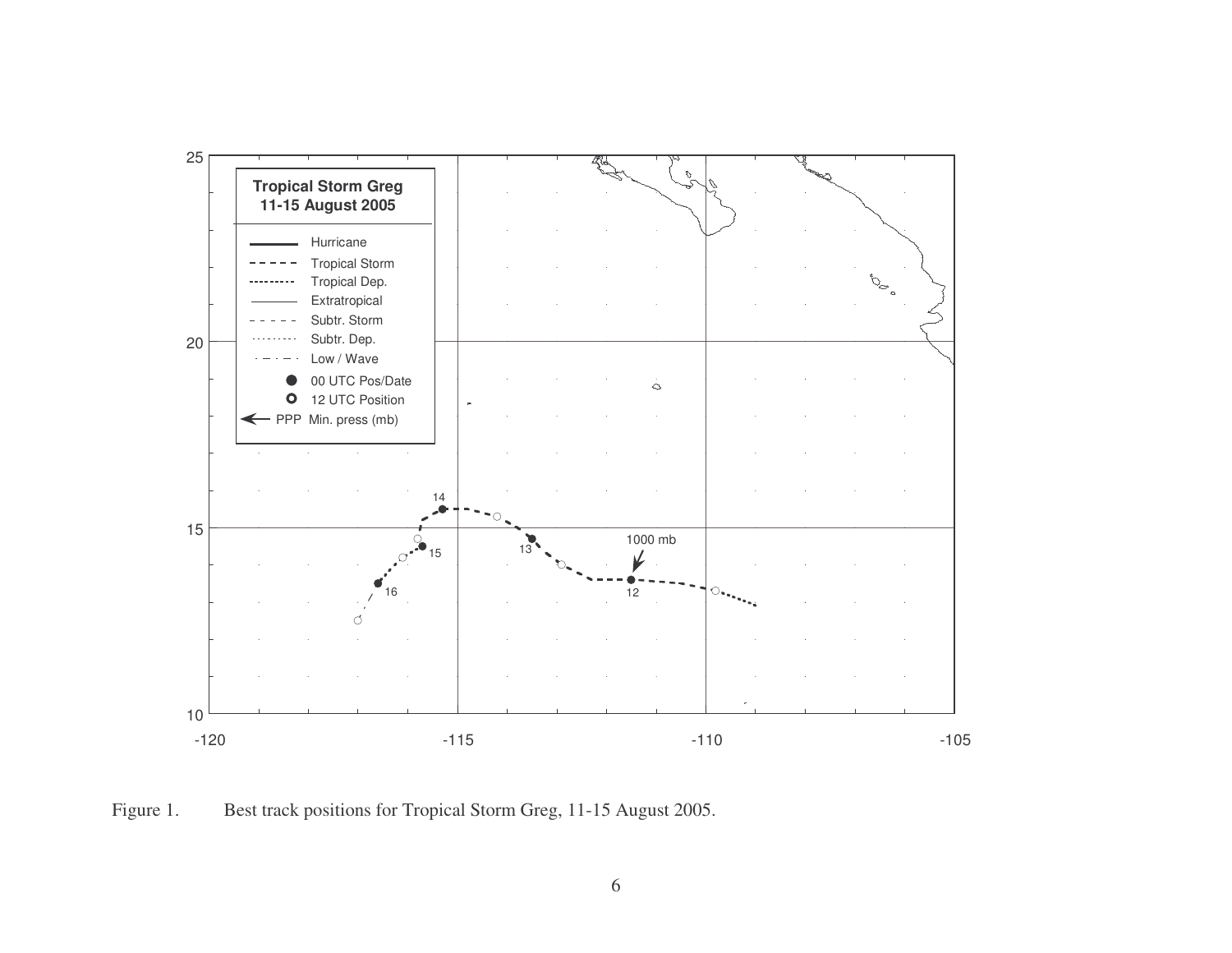Figure 1. Best track positions for Tropical Storm Greg, 11-15 August 2005.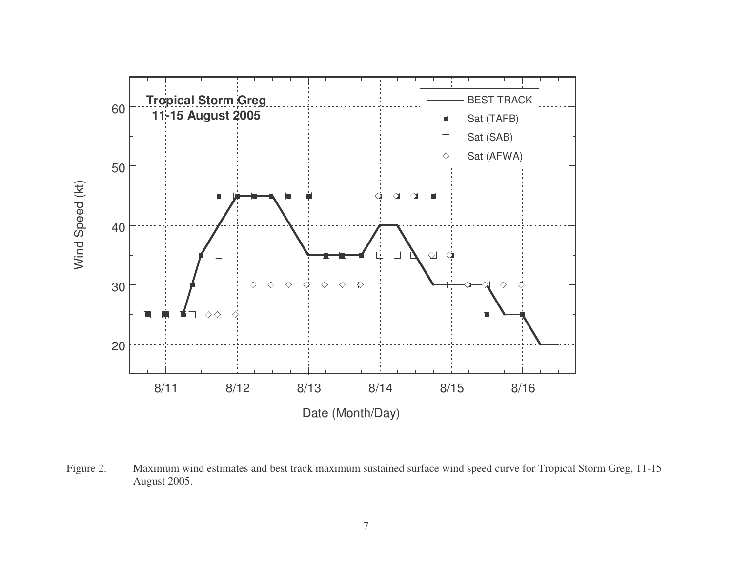Figure 2. Maximum wind estimates and best track maximum sustained surface wind speed curve for Tropical Storm Greg, 11-15 August 2005.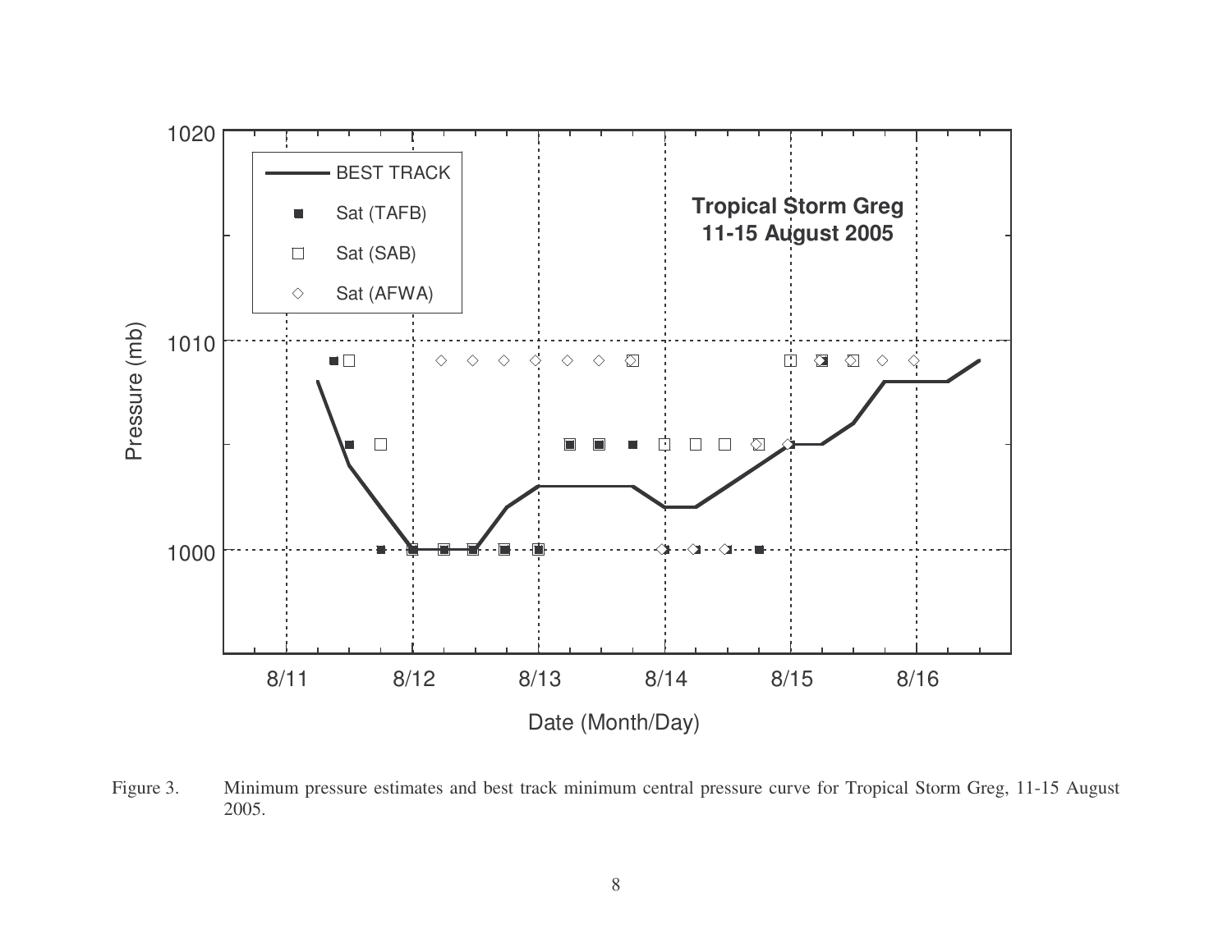1020

1010

1000

Pressure (mb)

BEST TRACK

Sat (TAFB)

Sat (SAB)

Sat (AFWA)

**Tropical Storm Greg**
**11-15 August 2005**

8/11

8/12

8/13

8/14

8/15

8/16

Date (Month/Day)

Figure 3. Minimum pressure estimates and best track minimum central pressure curve for Tropical Storm Greg, 11-15 August 2005.